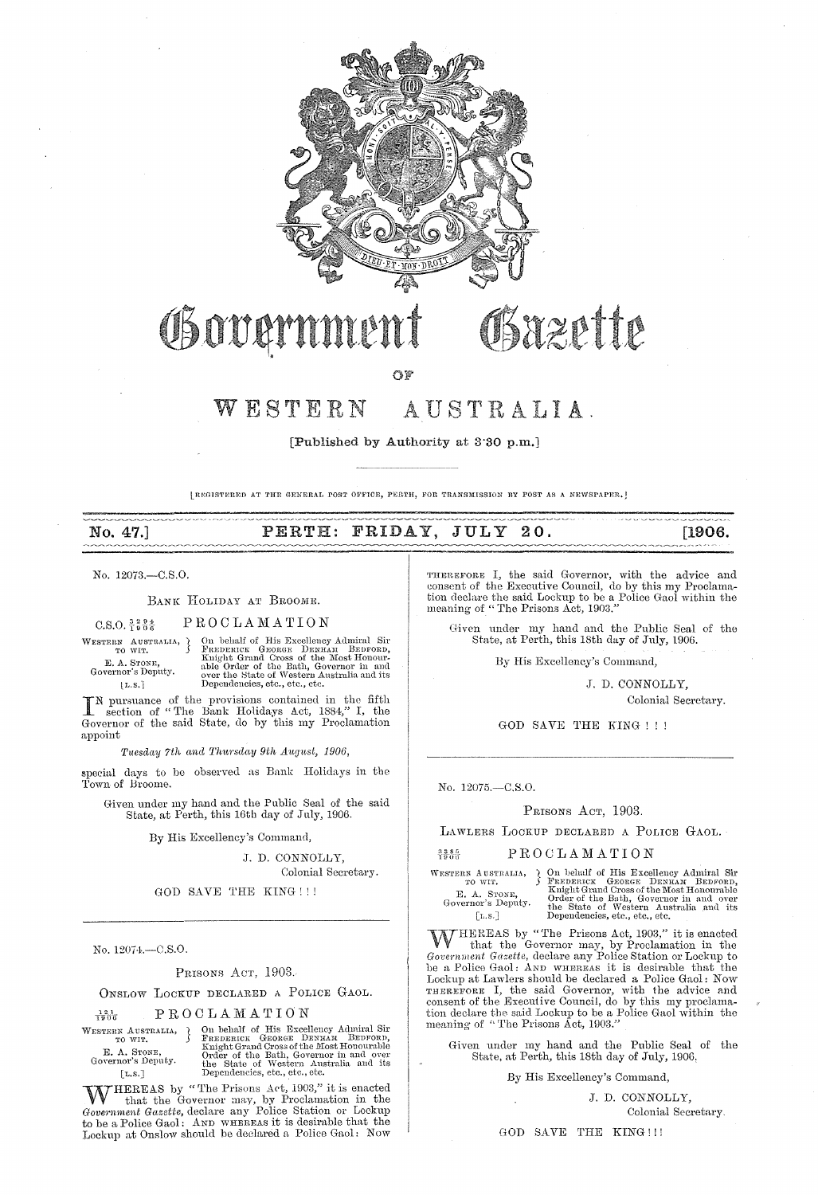# Government Gazette

OF

# WESTERN AUSTRALIA.

[Published by Authority at 3·30 p.m.]

[REGISTERED AT THE GENERAL POST OFFICE, PERTH, FOR TRANSMISSION BY POST AS A NEWSPAPER.]

**No. 47.] PERTH: FRIDAY, JULY 20. [1906.**

---

No. 12073.—C.S.O.

## BANK HOLIDAY AT BROOME.

C.S.O. 3294/1906 **PROCLAMATION**

WESTERN AUSTRALIA, TO WIT. E. A. STONE, Governor's Deputy. [L.S.]

On behalf of His Excellency Admiral Sir FREDERICK GEORGE DENHAM BEDFORD, Knight Grand Cross of the Most Honourable Order of the Bath, Governor in and over the State of Western Australia and its Dependencies, etc., etc., etc.

IN pursuance of the provisions contained in the fifth section of "The Bank Holidays Act, 1884," I, the Governor of the said State, do by this my Proclamation appoint

*Tuesday 7th and Thursday 9th August, 1906,*

special days to be observed as Bank Holidays in the Town of Broome.

Given under my hand and the Public Seal of the said State, at Perth, this 16th day of July, 1906.

By His Excellency's Command,

J. D. CONNOLLY,
Colonial Secretary.

GOD SAVE THE KING!!!

---

No. 12074.—C.S.O.

## PRISONS ACT, 1903.

### ONSLOW LOCKUP DECLARED A POLICE GAOL.

121/1906 **PROCLAMATION**

WESTERN AUSTRALIA, TO WIT. E. A. STONE, Governor's Deputy. [L.S.]

On behalf of His Excellency Admiral Sir FREDERICK GEORGE DENHAM BEDFORD, Knight Grand Cross of the Most Honourable Order of the Bath, Governor in and over the State of Western Australia and its Dependencies, etc., etc., etc.

WHEREAS by "The Prisons Act, 1903," it is enacted that the Governor may, by Proclamation in the *Government Gazette*, declare any Police Station or Lockup to be a Police Gaol: AND WHEREAS it is desirable that the Lockup at Onslow should be declared a Police Gaol: Now THEREFORE I, the said Governor, with the advice and consent of the Executive Council, do by this my Proclamation declare the said Lockup to be a Police Gaol within the meaning of "The Prisons Act, 1903."

Given under my hand and the Public Seal of the State, at Perth, this 18th day of July, 1906.

By His Excellency's Command,

J. D. CONNOLLY,
Colonial Secretary.

GOD SAVE THE KING!!!

---

No. 12075.—C.S.O.

## PRISONS ACT, 1903.

### LAWLERS LOCKUP DECLARED A POLICE GAOL.

3385/1906 **PROCLAMATION**

WESTERN AUSTRALIA, TO WIT. E. A. STONE, Governor's Deputy. [L.S.]

On behalf of His Excellency Admiral Sir FREDERICK GEORGE DENHAM BEDFORD, Knight Grand Cross of the Most Honourable Order of the Bath, Governor in and over the State of Western Australia and its Dependencies, etc., etc., etc.

WHEREAS by "The Prisons Act, 1903," it is enacted that the Governor may, by Proclamation in the *Government Gazette*, declare any Police Station or Lockup to be a Police Gaol: AND WHEREAS it is desirable that the Lockup at Lawlers should be declared a Police Gaol: Now THEREFORE I, the said Governor, with the advice and consent of the Executive Council, do by this my proclamation declare the said Lockup to be a Police Gaol within the meaning of "The Prisons Act, 1903."

Given under my hand and the Public Seal of the State, at Perth, this 18th day of July, 1906.

By His Excellency's Command,

J. D. CONNOLLY,
Colonial Secretary.

GOD SAVE THE KING!!!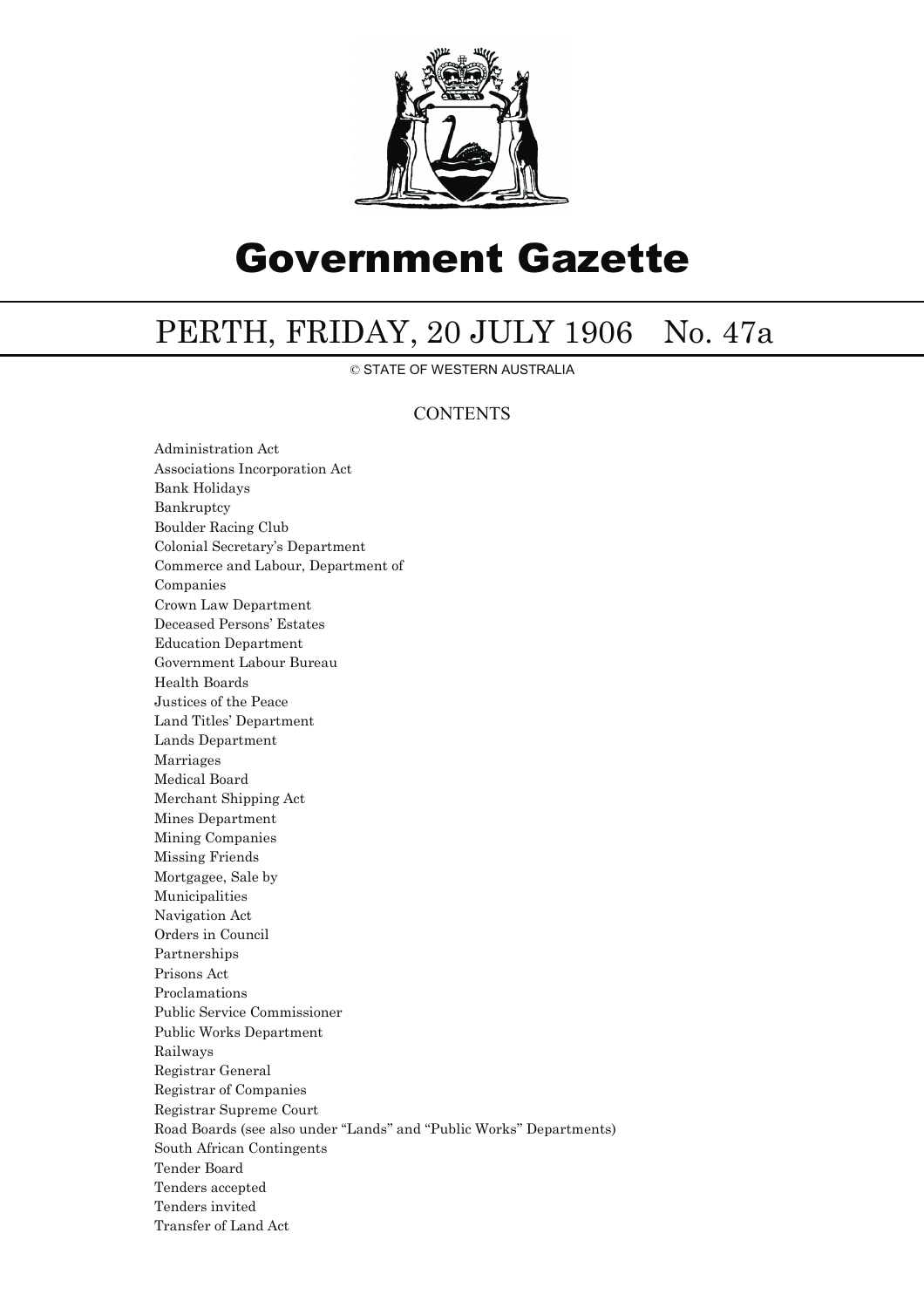# Government Gazette

## PERTH, FRIDAY, 20 JULY 1906 No. 47a

© STATE OF WESTERN AUSTRALIA

### CONTENTS

Administration Act
Associations Incorporation Act
Bank Holidays
Bankruptcy
Boulder Racing Club
Colonial Secretary's Department
Commerce and Labour, Department of
Companies
Crown Law Department
Deceased Persons' Estates
Education Department
Government Labour Bureau
Health Boards
Justices of the Peace
Land Titles' Department
Lands Department
Marriages
Medical Board
Merchant Shipping Act
Mines Department
Mining Companies
Missing Friends
Mortgagee, Sale by
Municipalities
Navigation Act
Orders in Council
Partnerships
Prisons Act
Proclamations
Public Service Commissioner
Public Works Department
Railways
Registrar General
Registrar of Companies
Registrar Supreme Court
Road Boards (see also under "Lands" and "Public Works" Departments)
South African Contingents
Tender Board
Tenders accepted
Tenders invited
Transfer of Land Act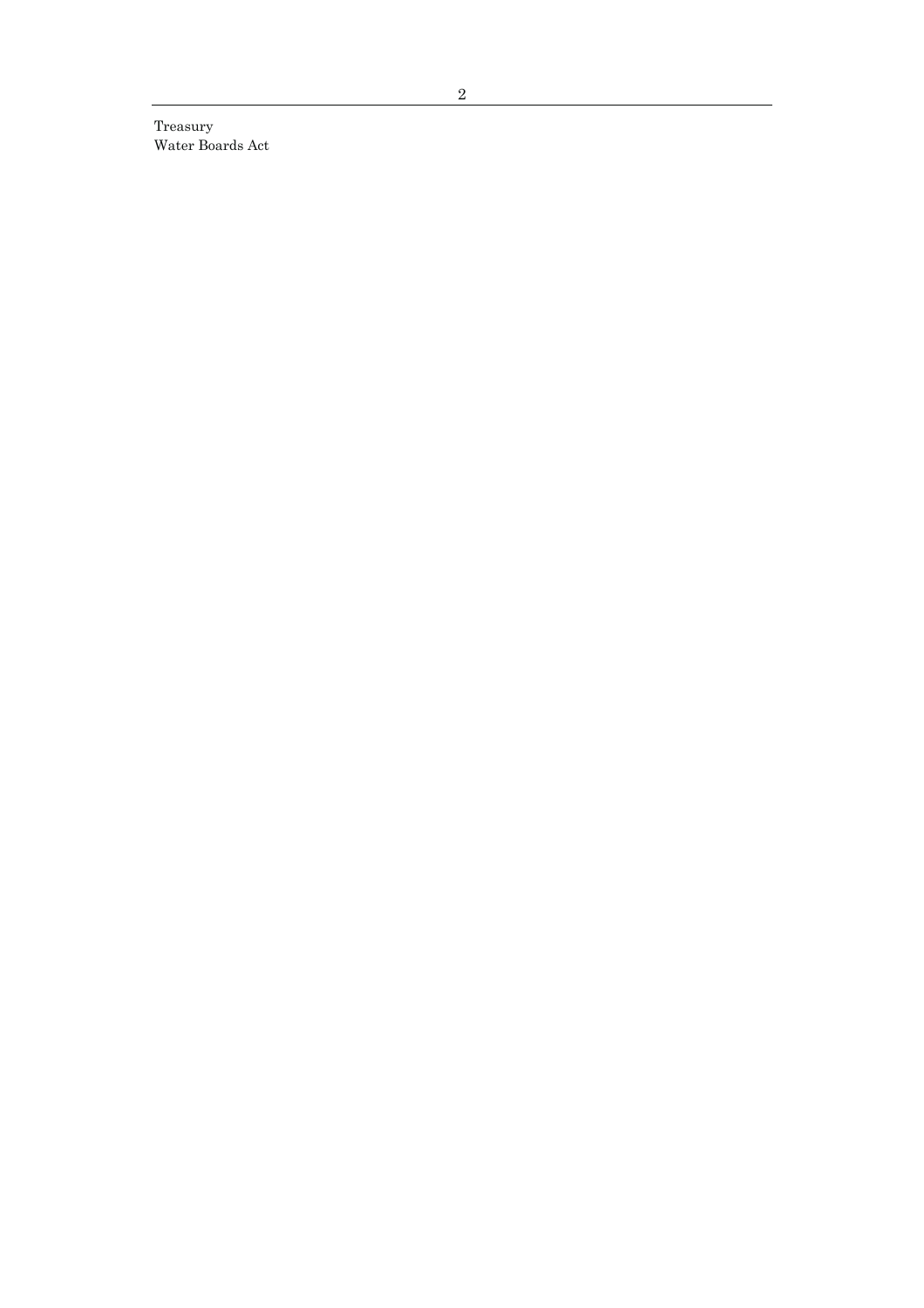Treasury
Water Boards Act